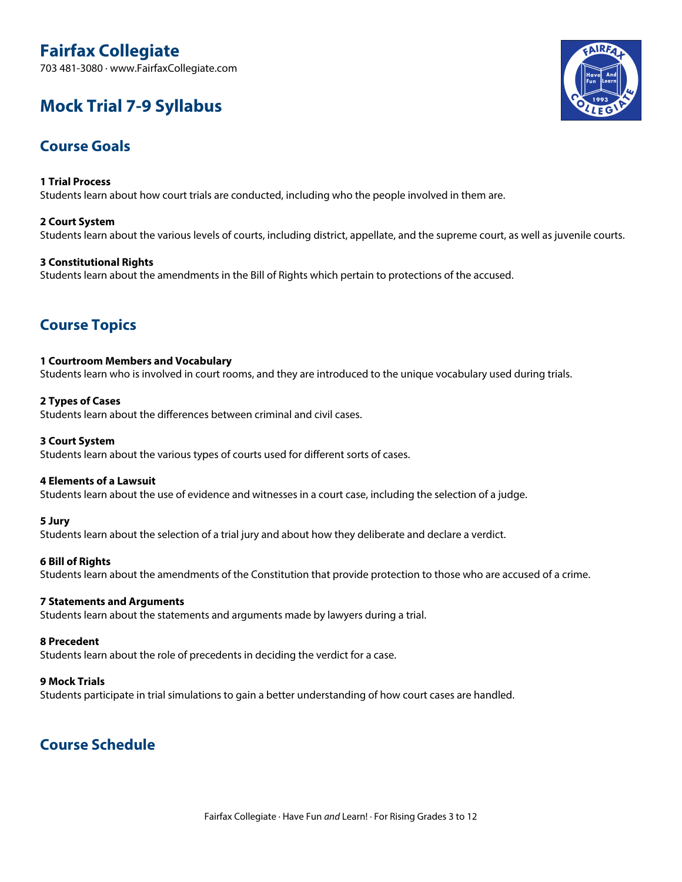# Fairfax Collegiate

703 481-3080 · www.FairfaxCollegiate.com

## Mock Trial 7-9 Syllabus

## Course Goals

**1 Trial Process**
Students learn about how court trials are conducted, including who the people involved in them are.

**2 Court System**
Students learn about the various levels of courts, including district, appellate, and the supreme court, as well as juvenile courts.

**3 Constitutional Rights**
Students learn about the amendments in the Bill of Rights which pertain to protections of the accused.

## Course Topics

**1 Courtroom Members and Vocabulary**
Students learn who is involved in court rooms, and they are introduced to the unique vocabulary used during trials.

**2 Types of Cases**
Students learn about the differences between criminal and civil cases.

**3 Court System**
Students learn about the various types of courts used for different sorts of cases.

**4 Elements of a Lawsuit**
Students learn about the use of evidence and witnesses in a court case, including the selection of a judge.

**5 Jury**
Students learn about the selection of a trial jury and about how they deliberate and declare a verdict.

**6 Bill of Rights**
Students learn about the amendments of the Constitution that provide protection to those who are accused of a crime.

**7 Statements and Arguments**
Students learn about the statements and arguments made by lawyers during a trial.

**8 Precedent**
Students learn about the role of precedents in deciding the verdict for a case.

**9 Mock Trials**
Students participate in trial simulations to gain a better understanding of how court cases are handled.

## Course Schedule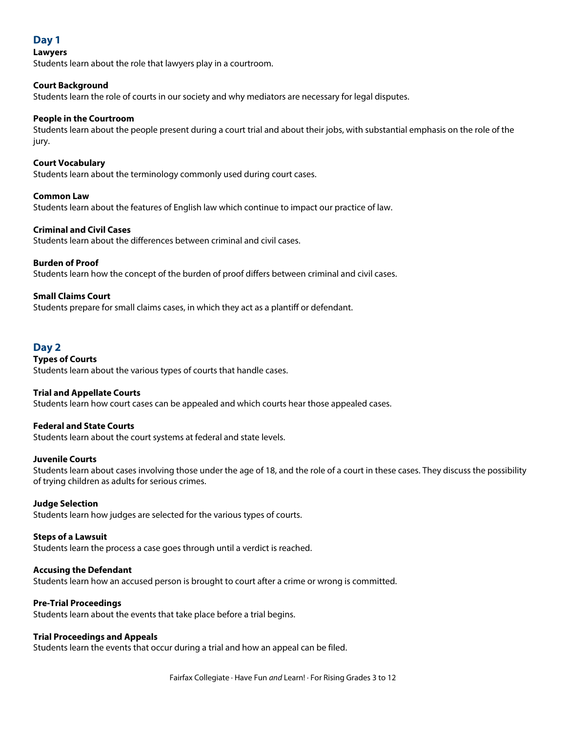## Day 1

**Lawyers**
Students learn about the role that lawyers play in a courtroom.

**Court Background**
Students learn the role of courts in our society and why mediators are necessary for legal disputes.

**People in the Courtroom**
Students learn about the people present during a court trial and about their jobs, with substantial emphasis on the role of the jury.

**Court Vocabulary**
Students learn about the terminology commonly used during court cases.

**Common Law**
Students learn about the features of English law which continue to impact our practice of law.

**Criminal and Civil Cases**
Students learn about the differences between criminal and civil cases.

**Burden of Proof**
Students learn how the concept of the burden of proof differs between criminal and civil cases.

**Small Claims Court**
Students prepare for small claims cases, in which they act as a plantiff or defendant.

## Day 2

**Types of Courts**
Students learn about the various types of courts that handle cases.

**Trial and Appellate Courts**
Students learn how court cases can be appealed and which courts hear those appealed cases.

**Federal and State Courts**
Students learn about the court systems at federal and state levels.

**Juvenile Courts**
Students learn about cases involving those under the age of 18, and the role of a court in these cases. They discuss the possibility of trying children as adults for serious crimes.

**Judge Selection**
Students learn how judges are selected for the various types of courts.

**Steps of a Lawsuit**
Students learn the process a case goes through until a verdict is reached.

**Accusing the Defendant**
Students learn how an accused person is brought to court after a crime or wrong is committed.

**Pre-Trial Proceedings**
Students learn about the events that take place before a trial begins.

**Trial Proceedings and Appeals**
Students learn the events that occur during a trial and how an appeal can be filed.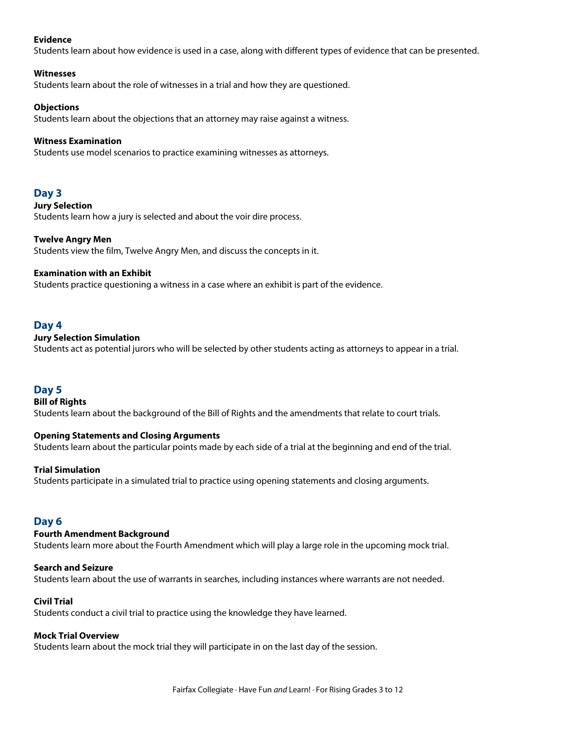**Evidence**
Students learn about how evidence is used in a case, along with different types of evidence that can be presented.

**Witnesses**
Students learn about the role of witnesses in a trial and how they are questioned.

**Objections**
Students learn about the objections that an attorney may raise against a witness.

**Witness Examination**
Students use model scenarios to practice examining witnesses as attorneys.

## Day 3

**Jury Selection**
Students learn how a jury is selected and about the voir dire process.

**Twelve Angry Men**
Students view the film, Twelve Angry Men, and discuss the concepts in it.

**Examination with an Exhibit**
Students practice questioning a witness in a case where an exhibit is part of the evidence.

## Day 4

**Jury Selection Simulation**
Students act as potential jurors who will be selected by other students acting as attorneys to appear in a trial.

## Day 5

**Bill of Rights**
Students learn about the background of the Bill of Rights and the amendments that relate to court trials.

**Opening Statements and Closing Arguments**
Students learn about the particular points made by each side of a trial at the beginning and end of the trial.

**Trial Simulation**
Students participate in a simulated trial to practice using opening statements and closing arguments.

## Day 6

**Fourth Amendment Background**
Students learn more about the Fourth Amendment which will play a large role in the upcoming mock trial.

**Search and Seizure**
Students learn about the use of warrants in searches, including instances where warrants are not needed.

**Civil Trial**
Students conduct a civil trial to practice using the knowledge they have learned.

**Mock Trial Overview**
Students learn about the mock trial they will participate in on the last day of the session.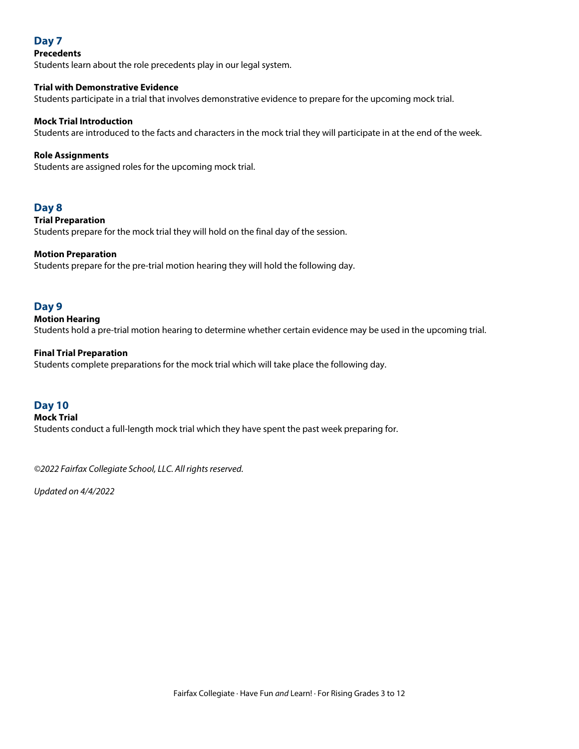## Day 7

**Precedents**
Students learn about the role precedents play in our legal system.

**Trial with Demonstrative Evidence**
Students participate in a trial that involves demonstrative evidence to prepare for the upcoming mock trial.

**Mock Trial Introduction**
Students are introduced to the facts and characters in the mock trial they will participate in at the end of the week.

**Role Assignments**
Students are assigned roles for the upcoming mock trial.

## Day 8

**Trial Preparation**
Students prepare for the mock trial they will hold on the final day of the session.

**Motion Preparation**
Students prepare for the pre-trial motion hearing they will hold the following day.

## Day 9

**Motion Hearing**
Students hold a pre-trial motion hearing to determine whether certain evidence may be used in the upcoming trial.

**Final Trial Preparation**
Students complete preparations for the mock trial which will take place the following day.

## Day 10

**Mock Trial**
Students conduct a full-length mock trial which they have spent the past week preparing for.

*©2022 Fairfax Collegiate School, LLC. All rights reserved.*

*Updated on 4/4/2022*